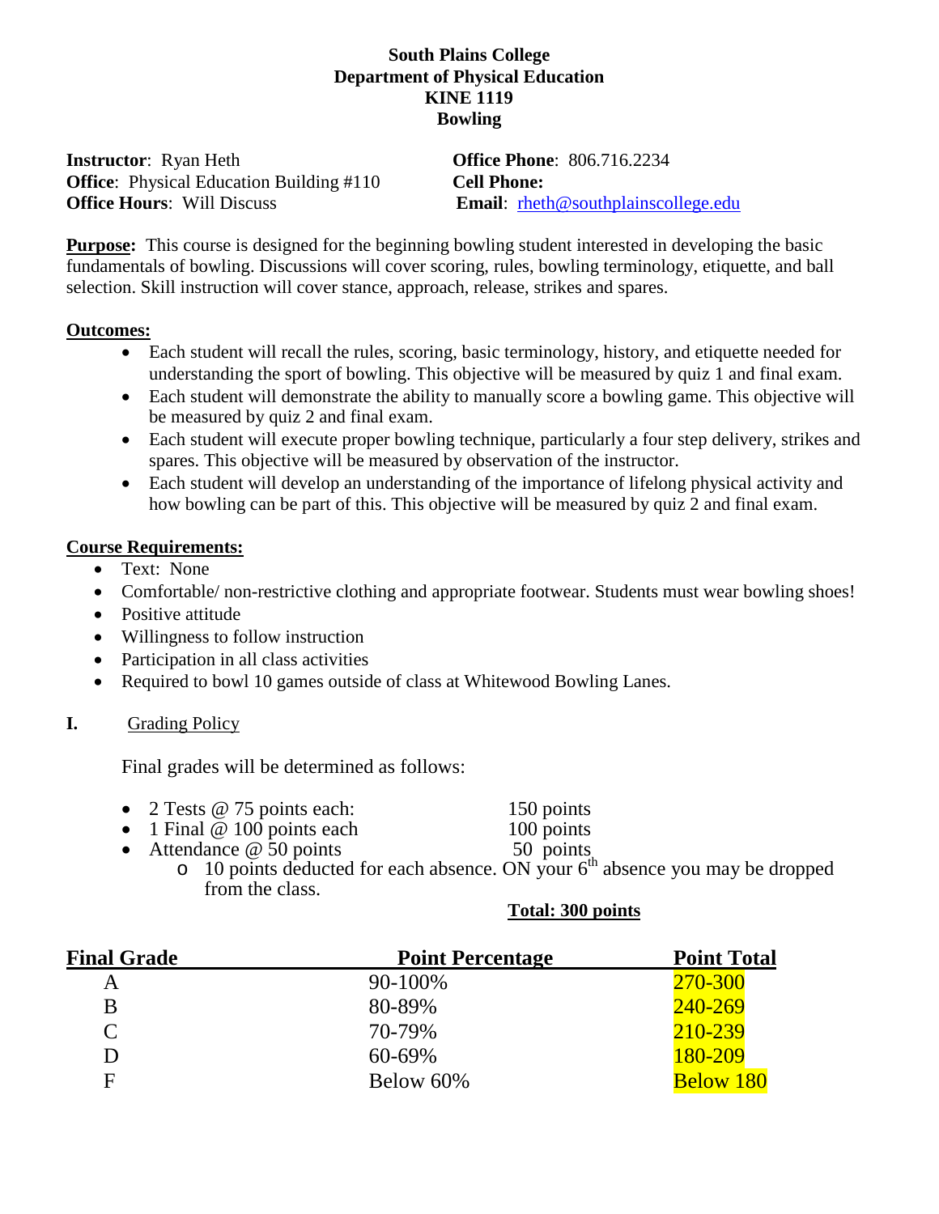**South Plains College**
**Department of Physical Education**
**KINE 1119**
**Bowling**

**Instructor**: Ryan Heth
**Office**: Physical Education Building #110
**Office Hours**: Will Discuss

**Office Phone**: 806.716.2234
**Cell Phone:**
**Email**: rheth@southplainscollege.edu

**Purpose:** This course is designed for the beginning bowling student interested in developing the basic fundamentals of bowling. Discussions will cover scoring, rules, bowling terminology, etiquette, and ball selection. Skill instruction will cover stance, approach, release, strikes and spares.

**Outcomes:**

- Each student will recall the rules, scoring, basic terminology, history, and etiquette needed for understanding the sport of bowling. This objective will be measured by quiz 1 and final exam.
- Each student will demonstrate the ability to manually score a bowling game. This objective will be measured by quiz 2 and final exam.
- Each student will execute proper bowling technique, particularly a four step delivery, strikes and spares. This objective will be measured by observation of the instructor.
- Each student will develop an understanding of the importance of lifelong physical activity and how bowling can be part of this. This objective will be measured by quiz 2 and final exam.

**Course Requirements:**

- Text: None
- Comfortable/ non-restrictive clothing and appropriate footwear. Students must wear bowling shoes!
- Positive attitude
- Willingness to follow instruction
- Participation in all class activities
- Required to bowl 10 games outside of class at Whitewood Bowling Lanes.

## I. Grading Policy

Final grades will be determined as follows:

- 2 Tests @ 75 points each: 150 points
- 1 Final @ 100 points each 100 points
- Attendance @ 50 points 50 points
  - 10 points deducted for each absence. ON your 6th absence you may be dropped from the class.

**Total: 300 points**

| Final Grade | Point Percentage | Point Total |
|---|---|---|
| A | 90-100% | 270-300 |
| B | 80-89% | 240-269 |
| C | 70-79% | 210-239 |
| D | 60-69% | 180-209 |
| F | Below 60% | Below 180 |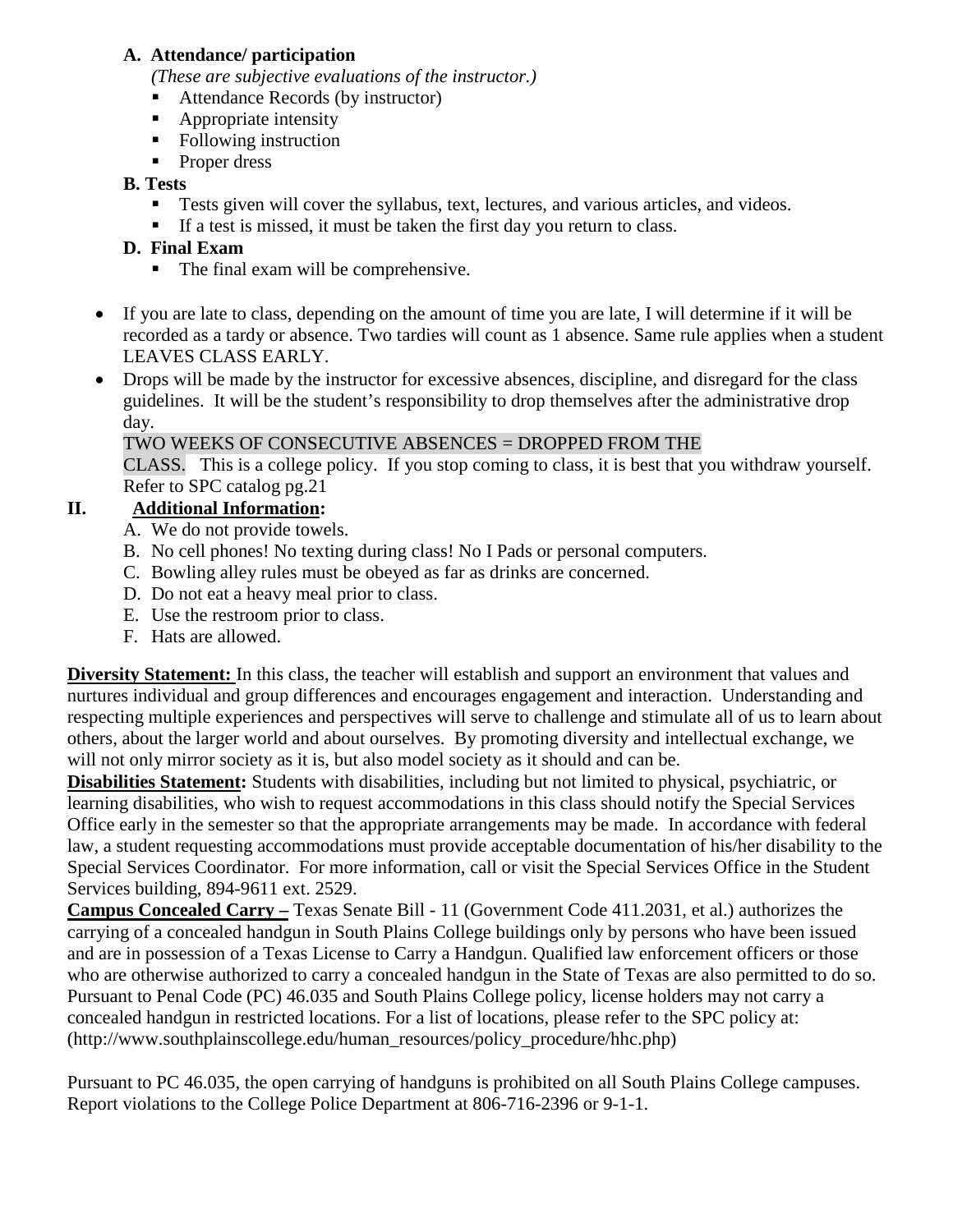**A. Attendance/ participation**

*(These are subjective evaluations of the instructor.)*

- Attendance Records (by instructor)
- Appropriate intensity
- Following instruction
- Proper dress

**B. Tests**

- Tests given will cover the syllabus, text, lectures, and various articles, and videos.
- If a test is missed, it must be taken the first day you return to class.

**D. Final Exam**

- The final exam will be comprehensive.

- If you are late to class, depending on the amount of time you are late, I will determine if it will be recorded as a tardy or absence. Two tardies will count as 1 absence. Same rule applies when a student LEAVES CLASS EARLY.
- Drops will be made by the instructor for excessive absences, discipline, and disregard for the class guidelines. It will be the student's responsibility to drop themselves after the administrative drop day.

  TWO WEEKS OF CONSECUTIVE ABSENCES = DROPPED FROM THE CLASS. This is a college policy. If you stop coming to class, it is best that you withdraw yourself. Refer to SPC catalog pg.21

## II. Additional Information:

A. We do not provide towels.
B. No cell phones! No texting during class! No I Pads or personal computers.
C. Bowling alley rules must be obeyed as far as drinks are concerned.
D. Do not eat a heavy meal prior to class.
E. Use the restroom prior to class.
F. Hats are allowed.

**Diversity Statement:** In this class, the teacher will establish and support an environment that values and nurtures individual and group differences and encourages engagement and interaction. Understanding and respecting multiple experiences and perspectives will serve to challenge and stimulate all of us to learn about others, about the larger world and about ourselves. By promoting diversity and intellectual exchange, we will not only mirror society as it is, but also model society as it should and can be.

**Disabilities Statement:** Students with disabilities, including but not limited to physical, psychiatric, or learning disabilities, who wish to request accommodations in this class should notify the Special Services Office early in the semester so that the appropriate arrangements may be made. In accordance with federal law, a student requesting accommodations must provide acceptable documentation of his/her disability to the Special Services Coordinator. For more information, call or visit the Special Services Office in the Student Services building, 894-9611 ext. 2529.

**Campus Concealed Carry –** Texas Senate Bill - 11 (Government Code 411.2031, et al.) authorizes the carrying of a concealed handgun in South Plains College buildings only by persons who have been issued and are in possession of a Texas License to Carry a Handgun. Qualified law enforcement officers or those who are otherwise authorized to carry a concealed handgun in the State of Texas are also permitted to do so. Pursuant to Penal Code (PC) 46.035 and South Plains College policy, license holders may not carry a concealed handgun in restricted locations. For a list of locations, please refer to the SPC policy at: (http://www.southplainscollege.edu/human_resources/policy_procedure/hhc.php)

Pursuant to PC 46.035, the open carrying of handguns is prohibited on all South Plains College campuses. Report violations to the College Police Department at 806-716-2396 or 9-1-1.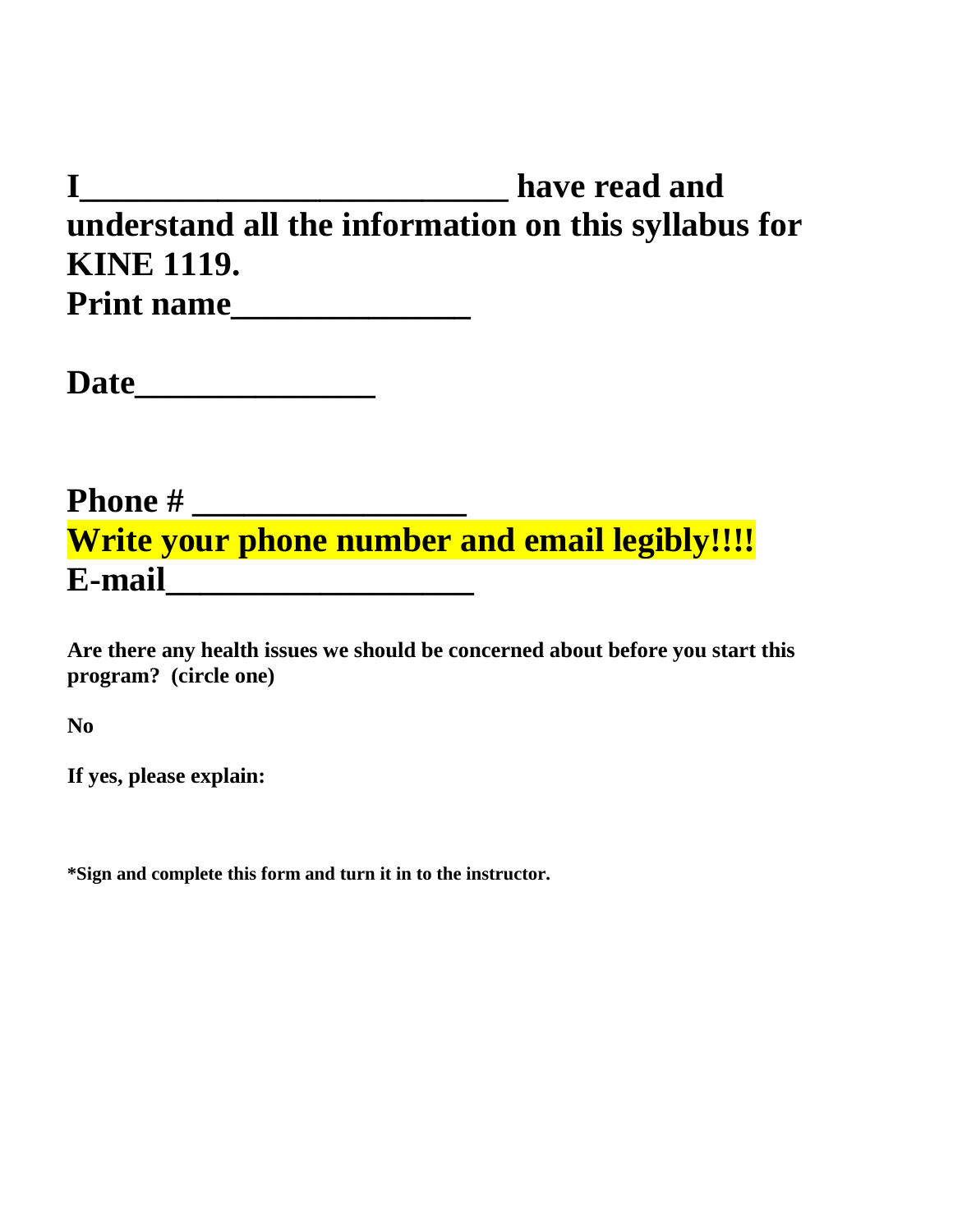**I\_\_\_\_\_\_\_\_\_\_\_\_\_\_\_\_\_\_\_\_\_\_\_\_\_\_ have read and understand all the information on this syllabus for KINE 1119.**

**Print name\_\_\_\_\_\_\_\_\_\_\_\_\_\_**

**Date\_\_\_\_\_\_\_\_\_\_\_\_\_\_**

**Phone # \_\_\_\_\_\_\_\_\_\_\_\_\_\_\_\_**

**Write your phone number and email legibly!!!!**

**E-mail\_\_\_\_\_\_\_\_\_\_\_\_\_\_\_\_\_\_**

**Are there any health issues we should be concerned about before you start this program? (circle one)**

**No**

**If yes, please explain:**

**\*Sign and complete this form and turn it in to the instructor.**